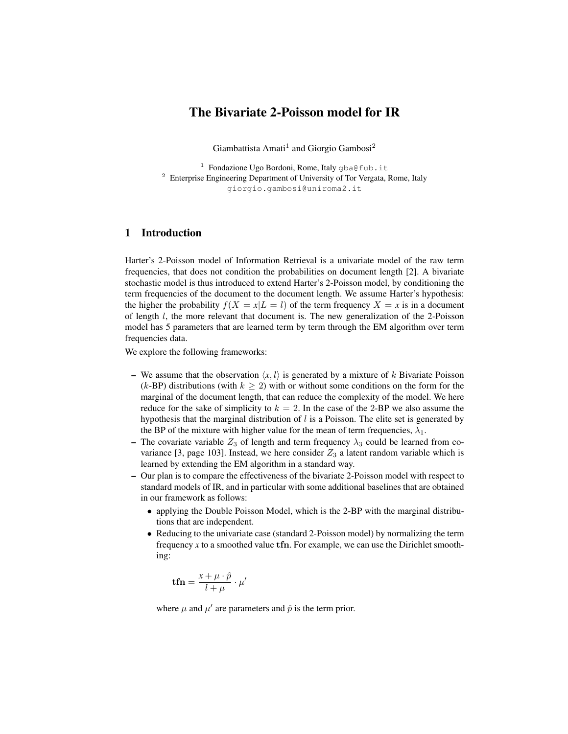# The Bivariate 2-Poisson model for IR

Giambattista Amati[1] and Giorgio Gambosi[2]

[1] Fondazione Ugo Bordoni, Rome, Italy gba@fub.it
[2] Enterprise Engineering Department of University of Tor Vergata, Rome, Italy giorgio.gambosi@uniroma2.it

## 1 Introduction

Harter's 2-Poisson model of Information Retrieval is a univariate model of the raw term frequencies, that does not condition the probabilities on document length [2]. A bivariate stochastic model is thus introduced to extend Harter's 2-Poisson model, by conditioning the term frequencies of the document to the document length. We assume Harter's hypothesis: the higher the probability $f(X = x|L = l)$ of the term frequency $X = x$ is in a document of length $l$, the more relevant that document is. The new generalization of the 2-Poisson model has 5 parameters that are learned term by term through the EM algorithm over term frequencies data.

We explore the following frameworks:

- We assume that the observation $\langle x, l\rangle$ is generated by a mixture of $k$ Bivariate Poisson ($k$-BP) distributions (with $k \geq 2$) with or without some conditions on the form for the marginal of the document length, that can reduce the complexity of the model. We here reduce for the sake of simplicity to $k = 2$. In the case of the 2-BP we also assume the hypothesis that the marginal distribution of $l$ is a Poisson. The elite set is generated by the BP of the mixture with higher value for the mean of term frequencies, $\lambda_1$.
- The covariate variable $Z_3$ of length and term frequency $\lambda_3$ could be learned from covariance [3, page 103]. Instead, we here consider $Z_3$ a latent random variable which is learned by extending the EM algorithm in a standard way.
- Our plan is to compare the effectiveness of the bivariate 2-Poisson model with respect to standard models of IR, and in particular with some additional baselines that are obtained in our framework as follows:
  - applying the Double Poisson Model, which is the 2-BP with the marginal distributions that are independent.
  - Reducing to the univariate case (standard 2-Poisson model) by normalizing the term frequency $x$ to a smoothed value $\mathbf{tfn}$. For example, we can use the Dirichlet smoothing:

$$\mathbf{tfn} = \frac{x + \mu \cdot \hat{p}}{l + \mu} \cdot \mu'$$

where $\mu$ and $\mu'$ are parameters and $\hat{p}$ is the term prior.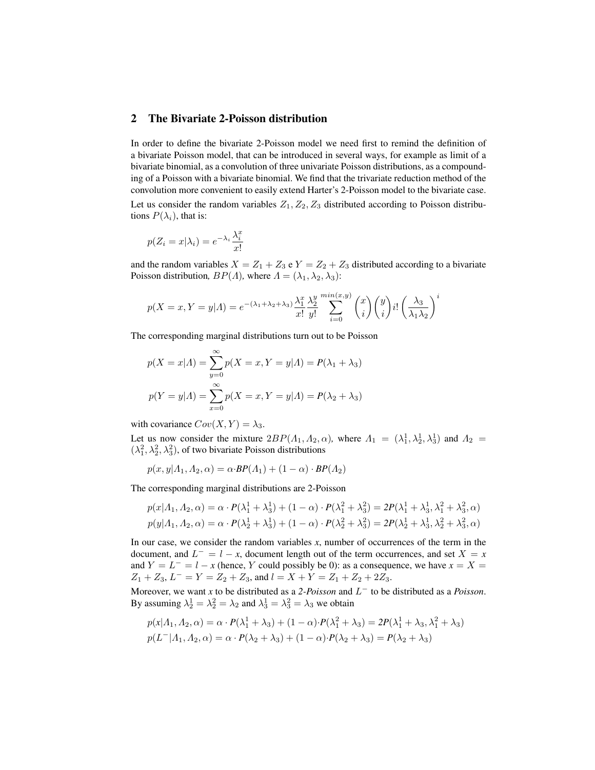## 2 The Bivariate 2-Poisson distribution

In order to define the bivariate 2-Poisson model we need first to remind the definition of a bivariate Poisson model, that can be introduced in several ways, for example as limit of a bivariate binomial, as a convolution of three univariate Poisson distributions, as a compounding of a Poisson with a bivariate binomial. We find that the trivariate reduction method of the convolution more convenient to easily extend Harter's 2-Poisson model to the bivariate case.

Let us consider the random variables $Z_1, Z_2, Z_3$ distributed according to Poisson distributions $P(\lambda_i)$, that is:

$$p(Z_i = x|\lambda_i) = e^{-\lambda_i}\frac{\lambda_i^x}{x!}$$

and the random variables $X = Z_1 + Z_3$ e $Y = Z_2 + Z_3$ distributed according to a bivariate Poisson distribution, $BP(\Lambda)$, where $\Lambda = (\lambda_1, \lambda_2, \lambda_3)$:

$$p(X = x, Y = y|\Lambda) = e^{-(\lambda_1+\lambda_2+\lambda_3)}\frac{\lambda_1^x}{x!}\frac{\lambda_2^y}{y!}\sum_{i=0}^{min(x,y)}\binom{x}{i}\binom{y}{i}i!\left(\frac{\lambda_3}{\lambda_1\lambda_2}\right)^i$$

The corresponding marginal distributions turn out to be Poisson

$$p(X = x|\Lambda) = \sum_{y=0}^{\infty} p(X = x, Y = y|\Lambda) = P(\lambda_1 + \lambda_3)$$

$$p(Y = y|\Lambda) = \sum_{x=0}^{\infty} p(X = x, Y = y|\Lambda) = P(\lambda_2 + \lambda_3)$$

with covariance $Cov(X, Y) = \lambda_3$.

Let us now consider the mixture $2BP(\Lambda_1, \Lambda_2, \alpha)$, where $\Lambda_1 = (\lambda_1^1, \lambda_2^1, \lambda_3^1)$ and $\Lambda_2 = (\lambda_1^2, \lambda_2^2, \lambda_3^2)$, of two bivariate Poisson distributions

$$p(x, y|\Lambda_1, \Lambda_2, \alpha) = \alpha\cdot BP(\Lambda_1) + (1 - \alpha)\cdot BP(\Lambda_2)$$

The corresponding marginal distributions are 2-Poisson

$$p(x|\Lambda_1, \Lambda_2, \alpha) = \alpha\cdot P(\lambda_1^1 + \lambda_3^1) + (1 - \alpha)\cdot P(\lambda_1^2 + \lambda_3^2) = 2P(\lambda_1^1 + \lambda_3^1, \lambda_1^2 + \lambda_3^2, \alpha)$$

$$p(y|\Lambda_1, \Lambda_2, \alpha) = \alpha\cdot P(\lambda_2^1 + \lambda_3^1) + (1 - \alpha)\cdot P(\lambda_2^2 + \lambda_3^2) = 2P(\lambda_2^1 + \lambda_3^1, \lambda_2^2 + \lambda_3^2, \alpha)$$

In our case, we consider the random variables *x*, number of occurrences of the term in the document, and $L^- = l - x$, document length out of the term occurrences, and set $X = x$ and $Y = L^- = l - x$ (hence, $Y$ could possibly be 0): as a consequence, we have $x = X = Z_1 + Z_3$, $L^- = Y = Z_2 + Z_3$, and $l = X + Y = Z_1 + Z_2 + 2Z_3$.

Moreover, we want *x* to be distributed as a *2-Poisson* and $L^-$ to be distributed as a *Poisson*. By assuming $\lambda_2^1 = \lambda_2^2 = \lambda_2$ and $\lambda_3^1 = \lambda_3^2 = \lambda_3$ we obtain

$$p(x|\Lambda_1, \Lambda_2, \alpha) = \alpha\cdot P(\lambda_1^1 + \lambda_3) + (1 - \alpha)\cdot P(\lambda_1^2 + \lambda_3) = 2P(\lambda_1^1 + \lambda_3, \lambda_1^2 + \lambda_3)$$

$$p(L^-|\Lambda_1, \Lambda_2, \alpha) = \alpha\cdot P(\lambda_2 + \lambda_3) + (1 - \alpha)\cdot P(\lambda_2 + \lambda_3) = P(\lambda_2 + \lambda_3)$$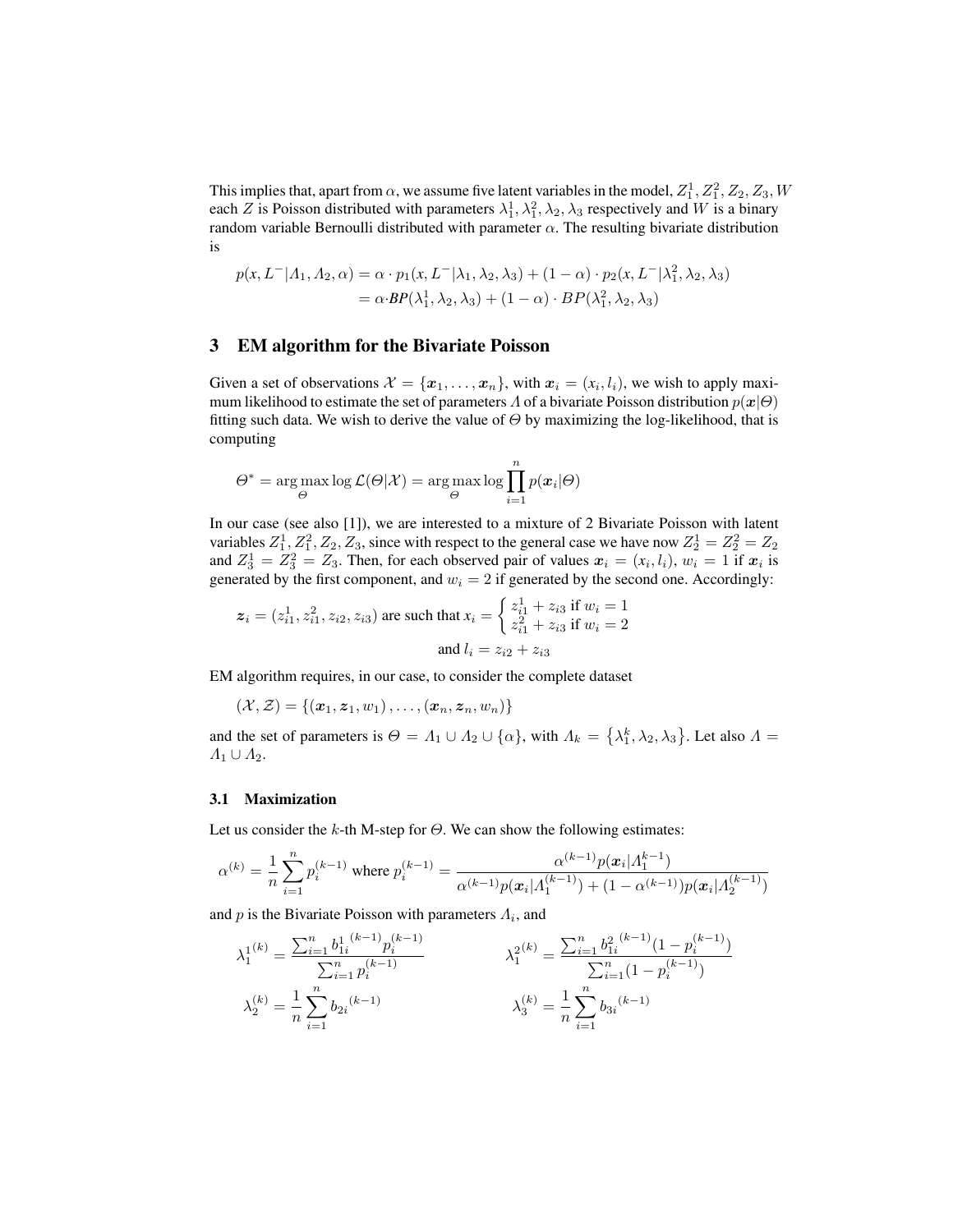This implies that, apart from $\alpha$, we assume five latent variables in the model, $Z_1^1, Z_1^2, Z_2, Z_3, W$ each $Z$ is Poisson distributed with parameters $\lambda_1^1, \lambda_1^2, \lambda_2, \lambda_3$ respectively and $W$ is a binary random variable Bernoulli distributed with parameter $\alpha$. The resulting bivariate distribution is

$$
\begin{aligned}
p(x, L^-|\Lambda_1, \Lambda_2, \alpha) &= \alpha \cdot p_1(x, L^-|\lambda_1, \lambda_2, \lambda_3) + (1-\alpha) \cdot p_2(x, L^-|\lambda_1^2, \lambda_2, \lambda_3) \\
&= \alpha \cdot BP(\lambda_1^1, \lambda_2, \lambda_3) + (1-\alpha) \cdot BP(\lambda_1^2, \lambda_2, \lambda_3)
\end{aligned}
$$

## 3 EM algorithm for the Bivariate Poisson

Given a set of observations $\mathcal{X} = \{\boldsymbol{x}_1, \ldots, \boldsymbol{x}_n\}$, with $\boldsymbol{x}_i = (x_i, l_i)$, we wish to apply maximum likelihood to estimate the set of parameters $\Lambda$ of a bivariate Poisson distribution $p(\boldsymbol{x}|\Theta)$ fitting such data. We wish to derive the value of $\Theta$ by maximizing the log-likelihood, that is computing

$$
\Theta^* = \arg\max_{\Theta} \log \mathcal{L}(\Theta|\mathcal{X}) = \arg\max_{\Theta} \log \prod_{i=1}^{n} p(\boldsymbol{x}_i|\Theta)
$$

In our case (see also [1]), we are interested to a mixture of 2 Bivariate Poisson with latent variables $Z_1^1, Z_1^2, Z_2, Z_3$, since with respect to the general case we have now $Z_2^1 = Z_2^2 = Z_2$ and $Z_3^1 = Z_3^2 = Z_3$. Then, for each observed pair of values $\boldsymbol{x}_i = (x_i, l_i)$, $w_i = 1$ if $\boldsymbol{x}_i$ is generated by the first component, and $w_i = 2$ if generated by the second one. Accordingly:

$$
\boldsymbol{z}_i = (z_{i1}^1, z_{i1}^2, z_{i2}, z_{i3}) \text{ are such that } x_i = \begin{cases} z_{i1}^1 + z_{i3} \text{ if } w_i = 1 \\ z_{i1}^2 + z_{i3} \text{ if } w_i = 2 \end{cases}
$$

$$
\text{and } l_i = z_{i2} + z_{i3}
$$

EM algorithm requires, in our case, to consider the complete dataset

$$
(\mathcal{X}, \mathcal{Z}) = \{(\boldsymbol{x}_1, \boldsymbol{z}_1, w_1), \ldots, (\boldsymbol{x}_n, \boldsymbol{z}_n, w_n)\}
$$

and the set of parameters is $\Theta = \Lambda_1 \cup \Lambda_2 \cup \{\alpha\}$, with $\Lambda_k = \{\lambda_1^k, \lambda_2, \lambda_3\}$. Let also $\Lambda = \Lambda_1 \cup \Lambda_2$.

### 3.1 Maximization

Let us consider the $k$-th M-step for $\Theta$. We can show the following estimates:

$$
\alpha^{(k)} = \frac{1}{n}\sum_{i=1}^{n} p_i^{(k-1)} \text{ where } p_i^{(k-1)} = \frac{\alpha^{(k-1)} p(\boldsymbol{x}_i|\Lambda_1^{k-1})}{\alpha^{(k-1)} p(\boldsymbol{x}_i|\Lambda_1^{(k-1)}) + (1-\alpha^{(k-1)}) p(\boldsymbol{x}_i|\Lambda_2^{(k-1)})}
$$

and $p$ is the Bivariate Poisson with parameters $\Lambda_i$, and

$$
\lambda_1^{1(k)} = \frac{\sum_{i=1}^{n} b_{1i}^{1\,(k-1)} p_i^{(k-1)}}{\sum_{i=1}^{n} p_i^{(k-1)}} \qquad \lambda_1^{2(k)} = \frac{\sum_{i=1}^{n} b_{1i}^{2\,(k-1)} (1-p_i^{(k-1)})}{\sum_{i=1}^{n} (1-p_i^{(k-1)})}
$$

$$
\lambda_2^{(k)} = \frac{1}{n}\sum_{i=1}^{n} b_{2i}^{\,(k-1)} \qquad \lambda_3^{(k)} = \frac{1}{n}\sum_{i=1}^{n} b_{3i}^{\,(k-1)}
$$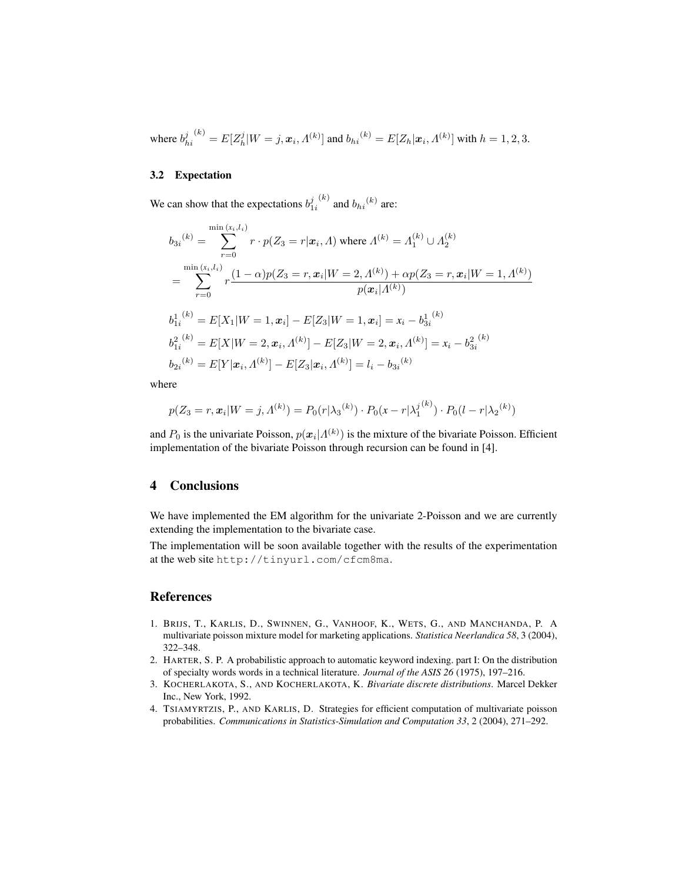where ${b_{hi}^{j}}^{(k)} = E[Z_h^j | W = j, \boldsymbol{x}_i, \Lambda^{(k)}]$ and ${b_{hi}}^{(k)} = E[Z_h | \boldsymbol{x}_i, \Lambda^{(k)}]$ with $h = 1, 2, 3$.

### 3.2 Expectation

We can show that the expectations ${b_{1i}^{j}}^{(k)}$ and ${b_{hi}}^{(k)}$ are:

$$
\begin{aligned}
{b_{3i}}^{(k)} &= \sum_{r=0}^{\min(x_i, l_i)} r \cdot p(Z_3 = r | \boldsymbol{x}_i, \Lambda) \text{ where } \Lambda^{(k)} = \Lambda_1^{(k)} \cup \Lambda_2^{(k)} \\
&= \sum_{r=0}^{\min(x_i, l_i)} r \frac{(1-\alpha) p(Z_3 = r, \boldsymbol{x}_i | W = 2, \Lambda^{(k)}) + \alpha p(Z_3 = r, \boldsymbol{x}_i | W = 1, \Lambda^{(k)})}{p(\boldsymbol{x}_i | \Lambda^{(k)})}
\end{aligned}
$$

$$
\begin{aligned}
{b_{1i}^{1}}^{(k)} &= E[X_1 | W = 1, \boldsymbol{x}_i] - E[Z_3 | W = 1, \boldsymbol{x}_i] = x_i - {b_{3i}^{1}}^{(k)} \\
{b_{1i}^{2}}^{(k)} &= E[X | W = 2, \boldsymbol{x}_i, \Lambda^{(k)}] - E[Z_3 | W = 2, \boldsymbol{x}_i, \Lambda^{(k)}] = x_i - {b_{3i}^{2}}^{(k)} \\
{b_{2i}}^{(k)} &= E[Y | \boldsymbol{x}_i, \Lambda^{(k)}] - E[Z_3 | \boldsymbol{x}_i, \Lambda^{(k)}] = l_i - {b_{3i}}^{(k)}
\end{aligned}
$$

where

$$
p(Z_3 = r, \boldsymbol{x}_i | W = j, \Lambda^{(k)}) = P_0(r | {\lambda_3}^{(k)}) \cdot P_0(x - r | {\lambda_1^{j}}^{(k)}) \cdot P_0(l - r | {\lambda_2}^{(k)})
$$

and $P_0$ is the univariate Poisson, $p(\boldsymbol{x}_i | \Lambda^{(k)})$ is the mixture of the bivariate Poisson. Efficient implementation of the bivariate Poisson through recursion can be found in [4].

## 4 Conclusions

We have implemented the EM algorithm for the univariate 2-Poisson and we are currently extending the implementation to the bivariate case.

The implementation will be soon available together with the results of the experimentation at the web site http://tinyurl.com/cfcm8ma.

## References

1. Brijs, T., Karlis, D., Swinnen, G., Vanhoof, K., Wets, G., and Manchanda, P. A multivariate poisson mixture model for marketing applications. *Statistica Neerlandica 58*, 3 (2004), 322–348.
2. Harter, S. P. A probabilistic approach to automatic keyword indexing. part I: On the distribution of specialty words words in a technical literature. *Journal of the ASIS 26* (1975), 197–216.
3. Kocherlakota, S., and Kocherlakota, K. *Bivariate discrete distributions*. Marcel Dekker Inc., New York, 1992.
4. Tsiamyrtzis, P., and Karlis, D. Strategies for efficient computation of multivariate poisson probabilities. *Communications in Statistics-Simulation and Computation 33*, 2 (2004), 271–292.